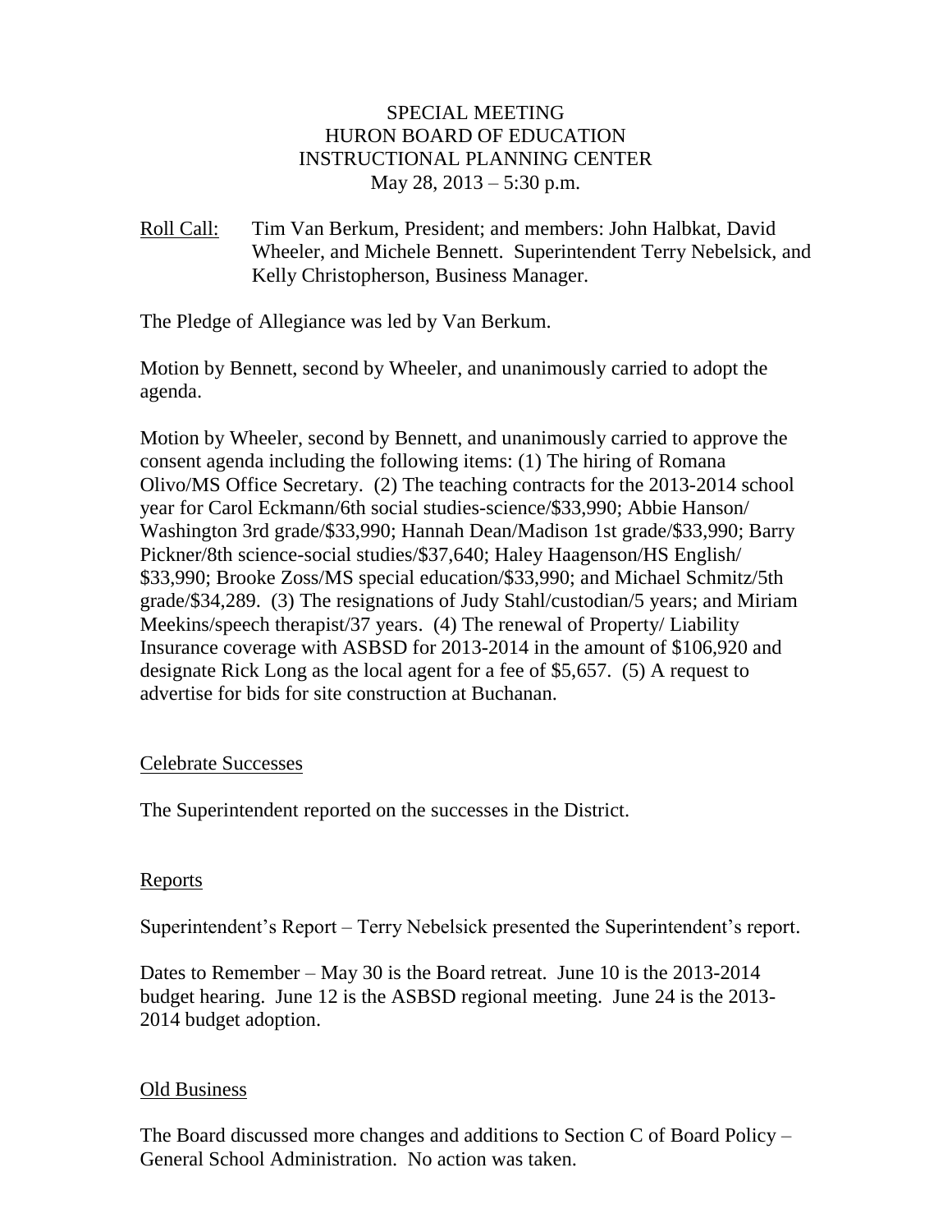# SPECIAL MEETING
# HURON BOARD OF EDUCATION
# INSTRUCTIONAL PLANNING CENTER
May 28, 2013 – 5:30 p.m.

Roll Call: Tim Van Berkum, President; and members: John Halbkat, David Wheeler, and Michele Bennett. Superintendent Terry Nebelsick, and Kelly Christopherson, Business Manager.

The Pledge of Allegiance was led by Van Berkum.

Motion by Bennett, second by Wheeler, and unanimously carried to adopt the agenda.

Motion by Wheeler, second by Bennett, and unanimously carried to approve the consent agenda including the following items: (1) The hiring of Romana Olivo/MS Office Secretary. (2) The teaching contracts for the 2013-2014 school year for Carol Eckmann/6th social studies-science/$33,990; Abbie Hanson/ Washington 3rd grade/$33,990; Hannah Dean/Madison 1st grade/$33,990; Barry Pickner/8th science-social studies/$37,640; Haley Haagenson/HS English/ $33,990; Brooke Zoss/MS special education/$33,990; and Michael Schmitz/5th grade/$34,289. (3) The resignations of Judy Stahl/custodian/5 years; and Miriam Meekins/speech therapist/37 years. (4) The renewal of Property/ Liability Insurance coverage with ASBSD for 2013-2014 in the amount of $106,920 and designate Rick Long as the local agent for a fee of $5,657. (5) A request to advertise for bids for site construction at Buchanan.

## Celebrate Successes

The Superintendent reported on the successes in the District.

## Reports

Superintendent's Report – Terry Nebelsick presented the Superintendent's report.

Dates to Remember – May 30 is the Board retreat. June 10 is the 2013-2014 budget hearing. June 12 is the ASBSD regional meeting. June 24 is the 2013-2014 budget adoption.

## Old Business

The Board discussed more changes and additions to Section C of Board Policy – General School Administration. No action was taken.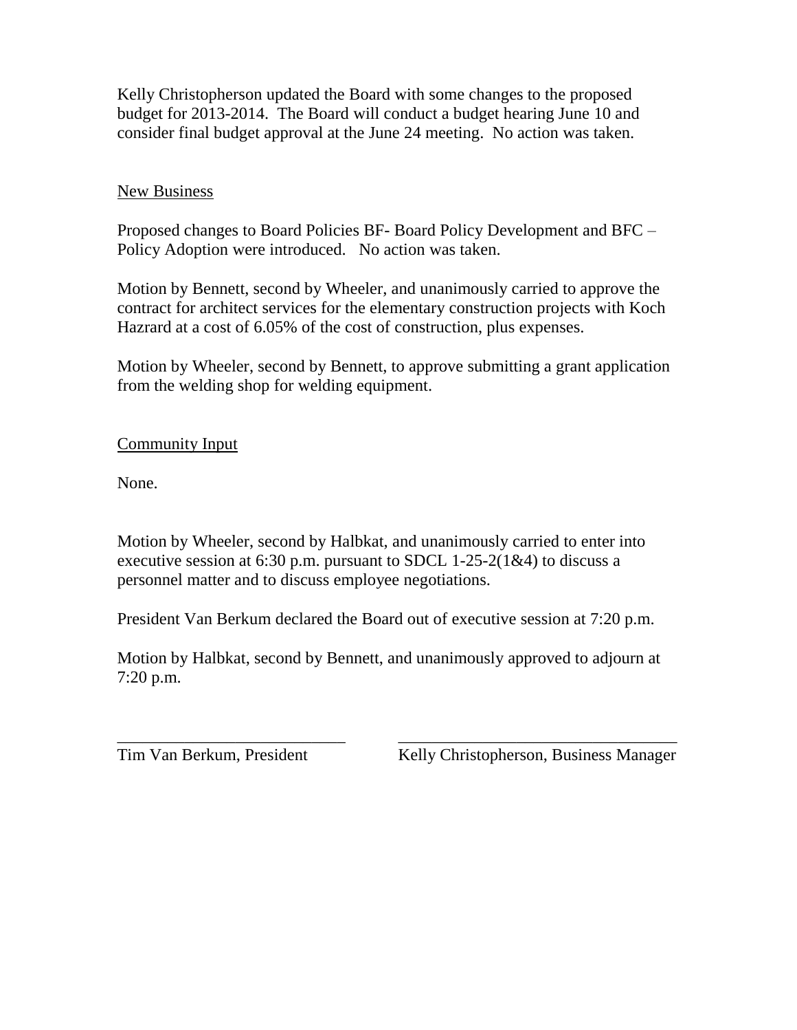Kelly Christopherson updated the Board with some changes to the proposed budget for 2013-2014. The Board will conduct a budget hearing June 10 and consider final budget approval at the June 24 meeting. No action was taken.

New Business

Proposed changes to Board Policies BF- Board Policy Development and BFC – Policy Adoption were introduced. No action was taken.

Motion by Bennett, second by Wheeler, and unanimously carried to approve the contract for architect services for the elementary construction projects with Koch Hazrard at a cost of 6.05% of the cost of construction, plus expenses.

Motion by Wheeler, second by Bennett, to approve submitting a grant application from the welding shop for welding equipment.

Community Input

None.

Motion by Wheeler, second by Halbkat, and unanimously carried to enter into executive session at 6:30 p.m. pursuant to SDCL 1-25-2(1&4) to discuss a personnel matter and to discuss employee negotiations.

President Van Berkum declared the Board out of executive session at 7:20 p.m.

Motion by Halbkat, second by Bennett, and unanimously approved to adjourn at 7:20 p.m.

\_\_\_\_\_\_\_\_\_\_\_\_\_\_\_\_\_\_\_\_\_\_\_\_\_\_\_\_ \_\_\_\_\_\_\_\_\_\_\_\_\_\_\_\_\_\_\_\_\_\_\_\_\_\_\_\_\_\_\_\_\_\_\_

Tim Van Berkum, President Kelly Christopherson, Business Manager